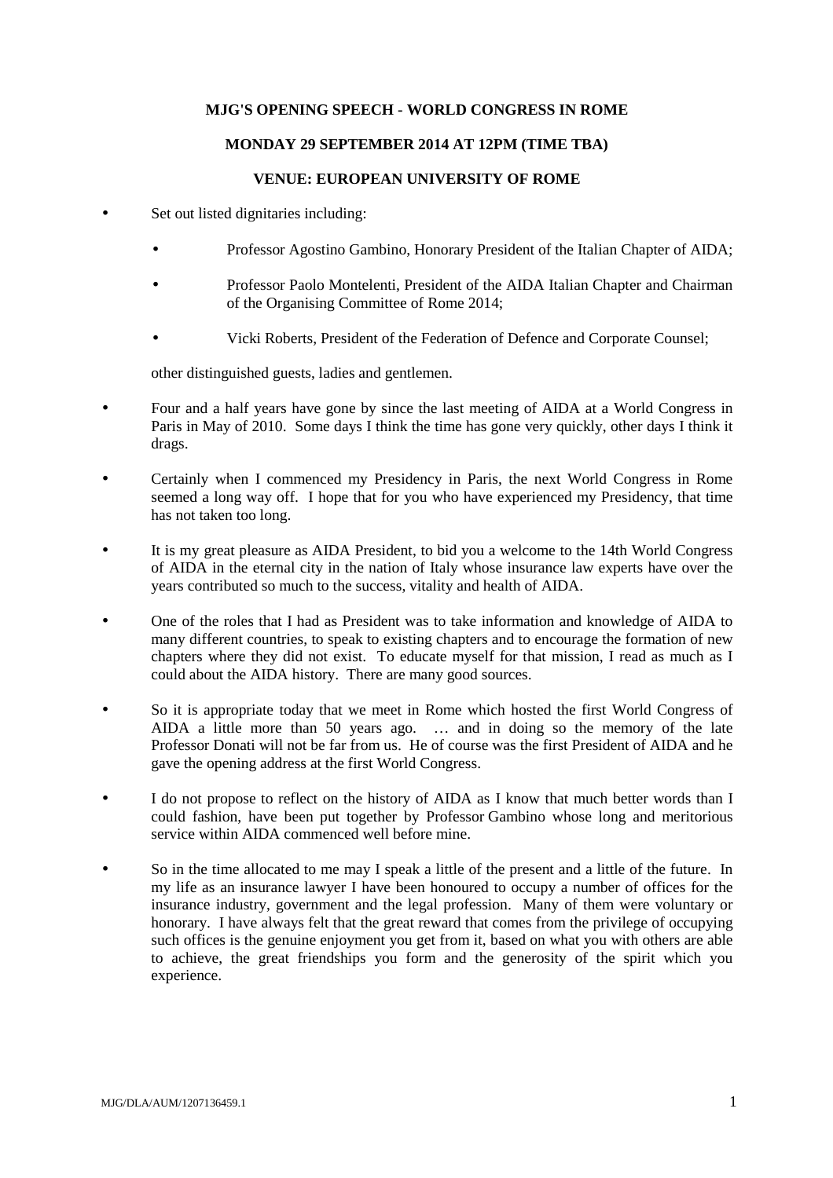**MJG'S OPENING SPEECH - WORLD CONGRESS IN ROME**

**MONDAY 29 SEPTEMBER 2014 AT 12PM (TIME TBA)**

**VENUE: EUROPEAN UNIVERSITY OF ROME**

- Set out listed dignitaries including:

  - Professor Agostino Gambino, Honorary President of the Italian Chapter of AIDA;
  - Professor Paolo Montelenti, President of the AIDA Italian Chapter and Chairman of the Organising Committee of Rome 2014;
  - Vicki Roberts, President of the Federation of Defence and Corporate Counsel;

  other distinguished guests, ladies and gentlemen.

- Four and a half years have gone by since the last meeting of AIDA at a World Congress in Paris in May of 2010. Some days I think the time has gone very quickly, other days I think it drags.

- Certainly when I commenced my Presidency in Paris, the next World Congress in Rome seemed a long way off. I hope that for you who have experienced my Presidency, that time has not taken too long.

- It is my great pleasure as AIDA President, to bid you a welcome to the 14th World Congress of AIDA in the eternal city in the nation of Italy whose insurance law experts have over the years contributed so much to the success, vitality and health of AIDA.

- One of the roles that I had as President was to take information and knowledge of AIDA to many different countries, to speak to existing chapters and to encourage the formation of new chapters where they did not exist. To educate myself for that mission, I read as much as I could about the AIDA history. There are many good sources.

- So it is appropriate today that we meet in Rome which hosted the first World Congress of AIDA a little more than 50 years ago. … and in doing so the memory of the late Professor Donati will not be far from us. He of course was the first President of AIDA and he gave the opening address at the first World Congress.

- I do not propose to reflect on the history of AIDA as I know that much better words than I could fashion, have been put together by Professor Gambino whose long and meritorious service within AIDA commenced well before mine.

- So in the time allocated to me may I speak a little of the present and a little of the future. In my life as an insurance lawyer I have been honoured to occupy a number of offices for the insurance industry, government and the legal profession. Many of them were voluntary or honorary. I have always felt that the great reward that comes from the privilege of occupying such offices is the genuine enjoyment you get from it, based on what you with others are able to achieve, the great friendships you form and the generosity of the spirit which you experience.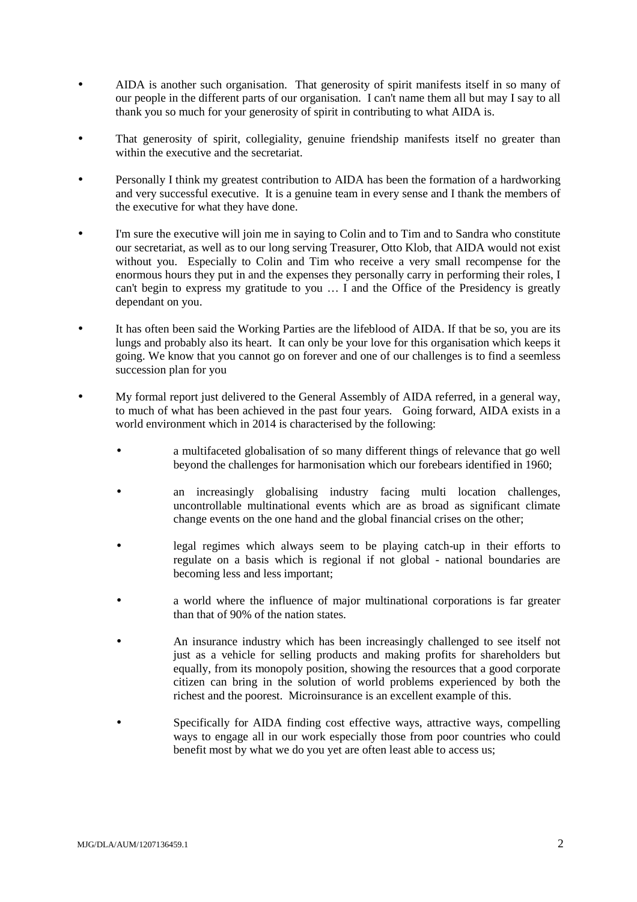- AIDA is another such organisation. That generosity of spirit manifests itself in so many of our people in the different parts of our organisation. I can't name them all but may I say to all thank you so much for your generosity of spirit in contributing to what AIDA is.

- That generosity of spirit, collegiality, genuine friendship manifests itself no greater than within the executive and the secretariat.

- Personally I think my greatest contribution to AIDA has been the formation of a hardworking and very successful executive. It is a genuine team in every sense and I thank the members of the executive for what they have done.

- I'm sure the executive will join me in saying to Colin and to Tim and to Sandra who constitute our secretariat, as well as to our long serving Treasurer, Otto Klob, that AIDA would not exist without you. Especially to Colin and Tim who receive a very small recompense for the enormous hours they put in and the expenses they personally carry in performing their roles, I can't begin to express my gratitude to you … I and the Office of the Presidency is greatly dependant on you.

- It has often been said the Working Parties are the lifeblood of AIDA. If that be so, you are its lungs and probably also its heart. It can only be your love for this organisation which keeps it going. We know that you cannot go on forever and one of our challenges is to find a seemless succession plan for you

- My formal report just delivered to the General Assembly of AIDA referred, in a general way, to much of what has been achieved in the past four years. Going forward, AIDA exists in a world environment which in 2014 is characterised by the following:

  - a multifaceted globalisation of so many different things of relevance that go well beyond the challenges for harmonisation which our forebears identified in 1960;

  - an increasingly globalising industry facing multi location challenges, uncontrollable multinational events which are as broad as significant climate change events on the one hand and the global financial crises on the other;

  - legal regimes which always seem to be playing catch-up in their efforts to regulate on a basis which is regional if not global - national boundaries are becoming less and less important;

  - a world where the influence of major multinational corporations is far greater than that of 90% of the nation states.

  - An insurance industry which has been increasingly challenged to see itself not just as a vehicle for selling products and making profits for shareholders but equally, from its monopoly position, showing the resources that a good corporate citizen can bring in the solution of world problems experienced by both the richest and the poorest. Microinsurance is an excellent example of this.

  - Specifically for AIDA finding cost effective ways, attractive ways, compelling ways to engage all in our work especially those from poor countries who could benefit most by what we do you yet are often least able to access us;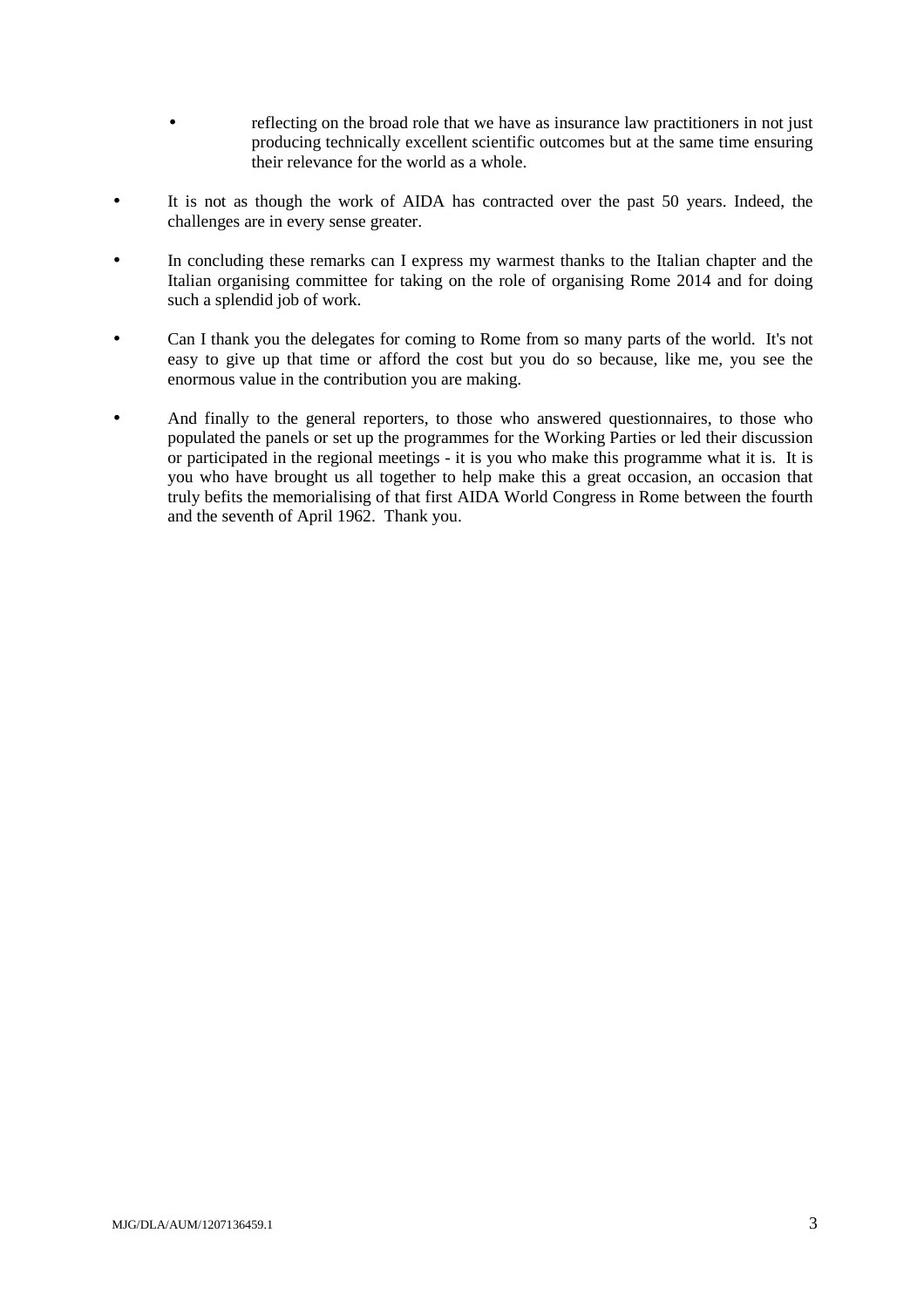- reflecting on the broad role that we have as insurance law practitioners in not just producing technically excellent scientific outcomes but at the same time ensuring their relevance for the world as a whole.

- It is not as though the work of AIDA has contracted over the past 50 years. Indeed, the challenges are in every sense greater.

- In concluding these remarks can I express my warmest thanks to the Italian chapter and the Italian organising committee for taking on the role of organising Rome 2014 and for doing such a splendid job of work.

- Can I thank you the delegates for coming to Rome from so many parts of the world. It's not easy to give up that time or afford the cost but you do so because, like me, you see the enormous value in the contribution you are making.

- And finally to the general reporters, to those who answered questionnaires, to those who populated the panels or set up the programmes for the Working Parties or led their discussion or participated in the regional meetings - it is you who make this programme what it is. It is you who have brought us all together to help make this a great occasion, an occasion that truly befits the memorialising of that first AIDA World Congress in Rome between the fourth and the seventh of April 1962. Thank you.

MJG/DLA/AUM/1207136459.1